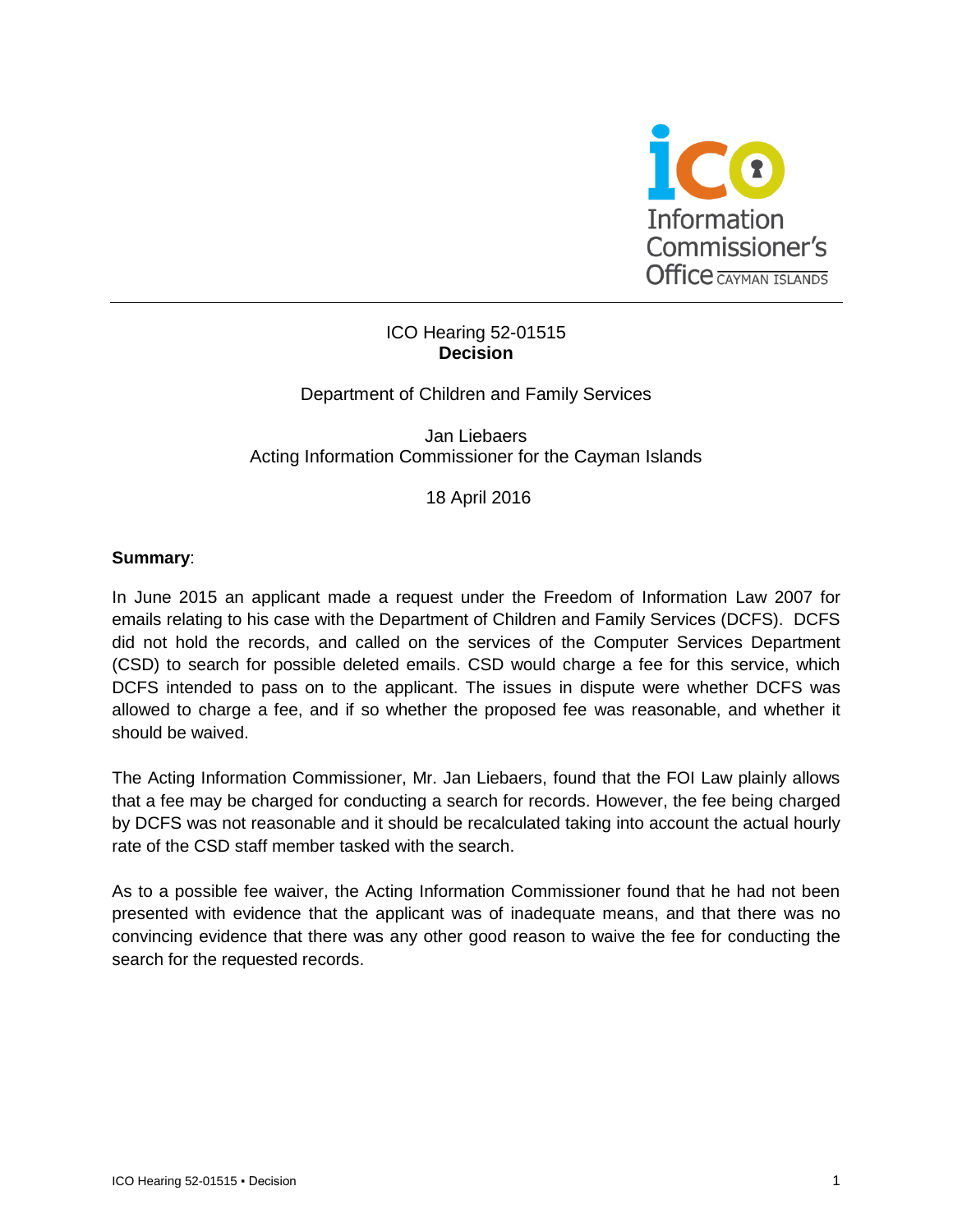ICO Hearing 52-01515
**Decision**

Department of Children and Family Services

Jan Liebaers
Acting Information Commissioner for the Cayman Islands

18 April 2016

**Summary**:

In June 2015 an applicant made a request under the Freedom of Information Law 2007 for emails relating to his case with the Department of Children and Family Services (DCFS). DCFS did not hold the records, and called on the services of the Computer Services Department (CSD) to search for possible deleted emails. CSD would charge a fee for this service, which DCFS intended to pass on to the applicant. The issues in dispute were whether DCFS was allowed to charge a fee, and if so whether the proposed fee was reasonable, and whether it should be waived.

The Acting Information Commissioner, Mr. Jan Liebaers, found that the FOI Law plainly allows that a fee may be charged for conducting a search for records. However, the fee being charged by DCFS was not reasonable and it should be recalculated taking into account the actual hourly rate of the CSD staff member tasked with the search.

As to a possible fee waiver, the Acting Information Commissioner found that he had not been presented with evidence that the applicant was of inadequate means, and that there was no convincing evidence that there was any other good reason to waive the fee for conducting the search for the requested records.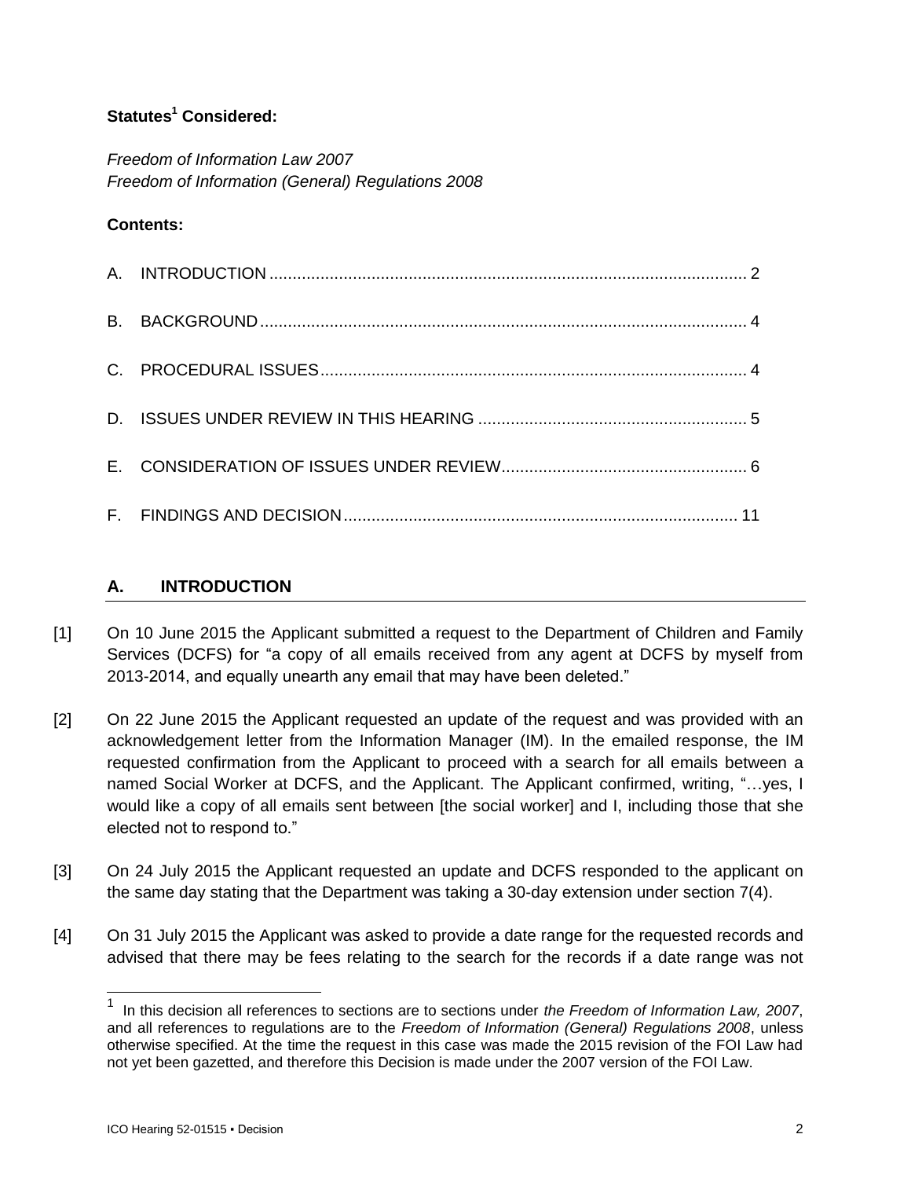**Statutes[1] Considered:**

*Freedom of Information Law 2007*
*Freedom of Information (General) Regulations 2008*

**Contents:**

A. INTRODUCTION ........................................................................................................ 2

B. BACKGROUND ........................................................................................................ 4

C. PROCEDURAL ISSUES .......................................................................................... 4

D. ISSUES UNDER REVIEW IN THIS HEARING ......................................................... 5

E. CONSIDERATION OF ISSUES UNDER REVIEW .................................................... 6

F. FINDINGS AND DECISION .................................................................................... 11

## A. INTRODUCTION

[1] On 10 June 2015 the Applicant submitted a request to the Department of Children and Family Services (DCFS) for "a copy of all emails received from any agent at DCFS by myself from 2013-2014, and equally unearth any email that may have been deleted."

[2] On 22 June 2015 the Applicant requested an update of the request and was provided with an acknowledgement letter from the Information Manager (IM). In the emailed response, the IM requested confirmation from the Applicant to proceed with a search for all emails between a named Social Worker at DCFS, and the Applicant. The Applicant confirmed, writing, "…yes, I would like a copy of all emails sent between [the social worker] and I, including those that she elected not to respond to."

[3] On 24 July 2015 the Applicant requested an update and DCFS responded to the applicant on the same day stating that the Department was taking a 30-day extension under section 7(4).

[4] On 31 July 2015 the Applicant was asked to provide a date range for the requested records and advised that there may be fees relating to the search for the records if a date range was not

[1] In this decision all references to sections are to sections under *the Freedom of Information Law, 2007*, and all references to regulations are to the *Freedom of Information (General) Regulations 2008*, unless otherwise specified. At the time the request in this case was made the 2015 revision of the FOI Law had not yet been gazetted, and therefore this Decision is made under the 2007 version of the FOI Law.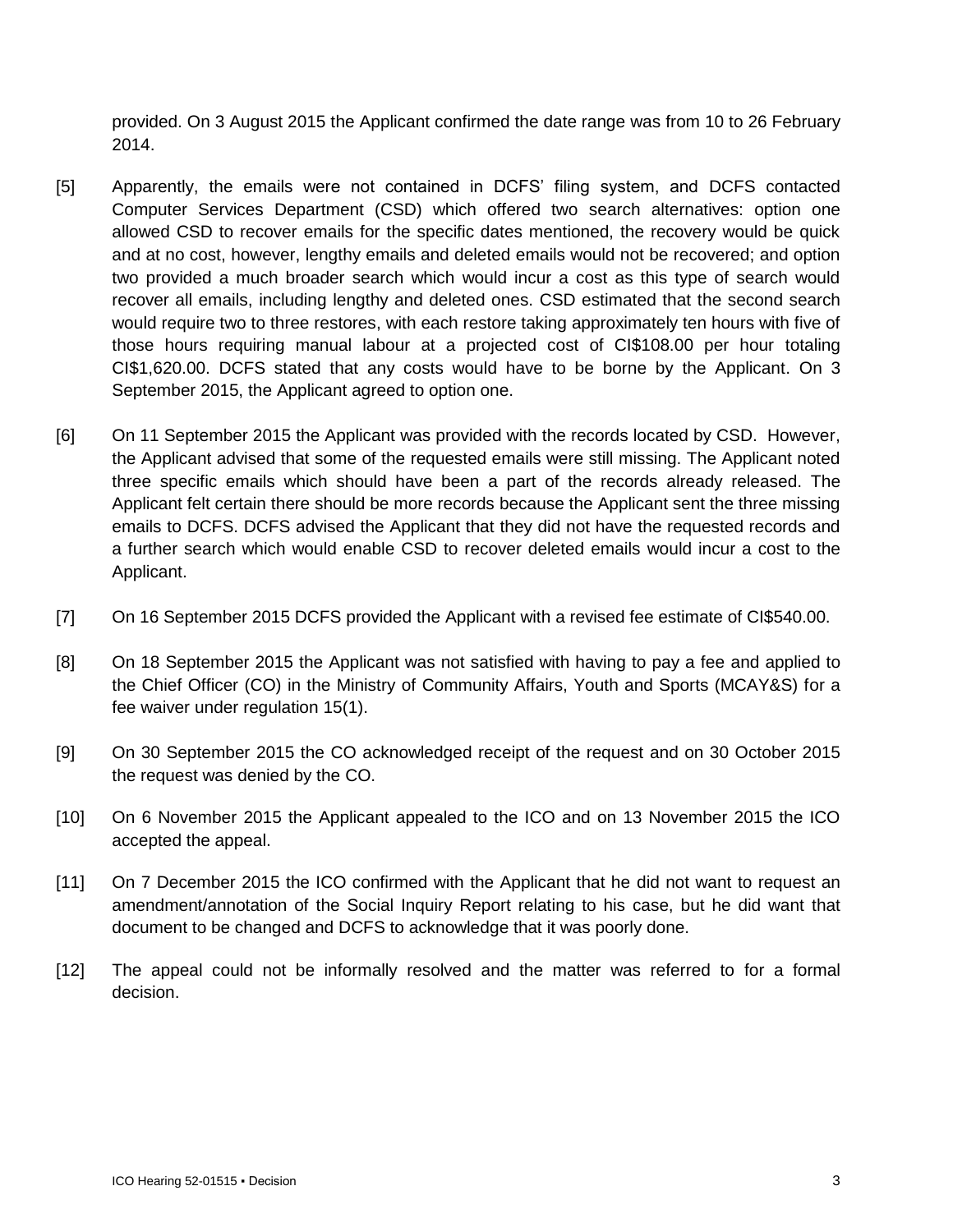provided. On 3 August 2015 the Applicant confirmed the date range was from 10 to 26 February 2014.

[5] Apparently, the emails were not contained in DCFS' filing system, and DCFS contacted Computer Services Department (CSD) which offered two search alternatives: option one allowed CSD to recover emails for the specific dates mentioned, the recovery would be quick and at no cost, however, lengthy emails and deleted emails would not be recovered; and option two provided a much broader search which would incur a cost as this type of search would recover all emails, including lengthy and deleted ones. CSD estimated that the second search would require two to three restores, with each restore taking approximately ten hours with five of those hours requiring manual labour at a projected cost of CI$108.00 per hour totaling CI$1,620.00. DCFS stated that any costs would have to be borne by the Applicant. On 3 September 2015, the Applicant agreed to option one.

[6] On 11 September 2015 the Applicant was provided with the records located by CSD. However, the Applicant advised that some of the requested emails were still missing. The Applicant noted three specific emails which should have been a part of the records already released. The Applicant felt certain there should be more records because the Applicant sent the three missing emails to DCFS. DCFS advised the Applicant that they did not have the requested records and a further search which would enable CSD to recover deleted emails would incur a cost to the Applicant.

[7] On 16 September 2015 DCFS provided the Applicant with a revised fee estimate of CI$540.00.

[8] On 18 September 2015 the Applicant was not satisfied with having to pay a fee and applied to the Chief Officer (CO) in the Ministry of Community Affairs, Youth and Sports (MCAY&S) for a fee waiver under regulation 15(1).

[9] On 30 September 2015 the CO acknowledged receipt of the request and on 30 October 2015 the request was denied by the CO.

[10] On 6 November 2015 the Applicant appealed to the ICO and on 13 November 2015 the ICO accepted the appeal.

[11] On 7 December 2015 the ICO confirmed with the Applicant that he did not want to request an amendment/annotation of the Social Inquiry Report relating to his case, but he did want that document to be changed and DCFS to acknowledge that it was poorly done.

[12] The appeal could not be informally resolved and the matter was referred to for a formal decision.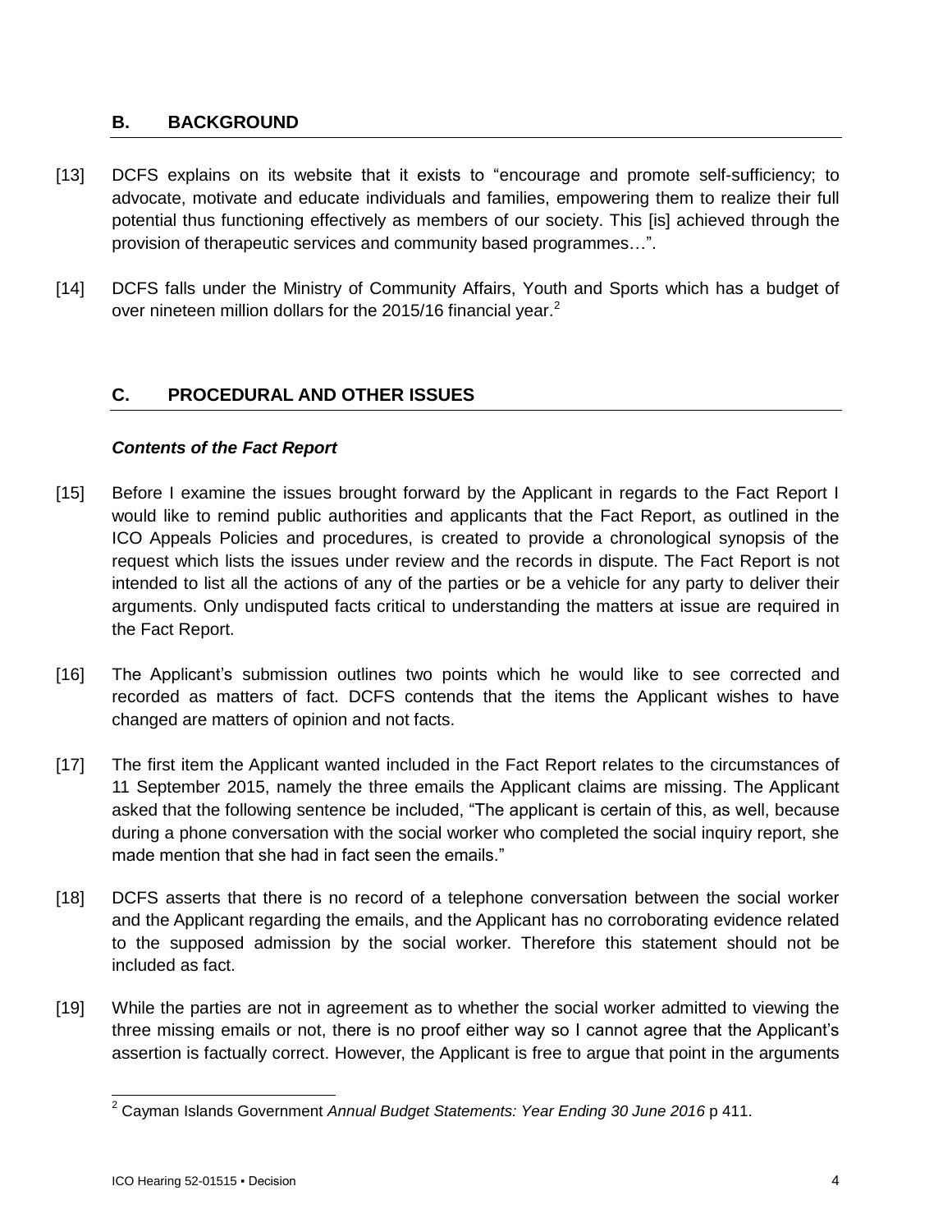## B. BACKGROUND

[13] DCFS explains on its website that it exists to "encourage and promote self-sufficiency; to advocate, motivate and educate individuals and families, empowering them to realize their full potential thus functioning effectively as members of our society. This [is] achieved through the provision of therapeutic services and community based programmes…".

[14] DCFS falls under the Ministry of Community Affairs, Youth and Sports which has a budget of over nineteen million dollars for the 2015/16 financial year.[2]

## C. PROCEDURAL AND OTHER ISSUES

### *Contents of the Fact Report*

[15] Before I examine the issues brought forward by the Applicant in regards to the Fact Report I would like to remind public authorities and applicants that the Fact Report, as outlined in the ICO Appeals Policies and procedures, is created to provide a chronological synopsis of the request which lists the issues under review and the records in dispute. The Fact Report is not intended to list all the actions of any of the parties or be a vehicle for any party to deliver their arguments. Only undisputed facts critical to understanding the matters at issue are required in the Fact Report.

[16] The Applicant's submission outlines two points which he would like to see corrected and recorded as matters of fact. DCFS contends that the items the Applicant wishes to have changed are matters of opinion and not facts.

[17] The first item the Applicant wanted included in the Fact Report relates to the circumstances of 11 September 2015, namely the three emails the Applicant claims are missing. The Applicant asked that the following sentence be included, "The applicant is certain of this, as well, because during a phone conversation with the social worker who completed the social inquiry report, she made mention that she had in fact seen the emails."

[18] DCFS asserts that there is no record of a telephone conversation between the social worker and the Applicant regarding the emails, and the Applicant has no corroborating evidence related to the supposed admission by the social worker. Therefore this statement should not be included as fact.

[19] While the parties are not in agreement as to whether the social worker admitted to viewing the three missing emails or not, there is no proof either way so I cannot agree that the Applicant's assertion is factually correct. However, the Applicant is free to argue that point in the arguments

---

[2] Cayman Islands Government *Annual Budget Statements: Year Ending 30 June 2016* p 411.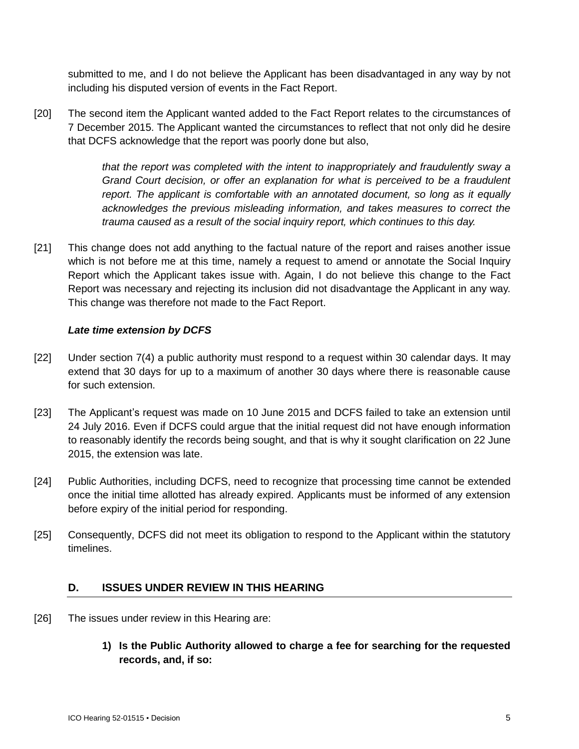submitted to me, and I do not believe the Applicant has been disadvantaged in any way by not including his disputed version of events in the Fact Report.

[20] The second item the Applicant wanted added to the Fact Report relates to the circumstances of 7 December 2015. The Applicant wanted the circumstances to reflect that not only did he desire that DCFS acknowledge that the report was poorly done but also,

> *that the report was completed with the intent to inappropriately and fraudulently sway a Grand Court decision, or offer an explanation for what is perceived to be a fraudulent report. The applicant is comfortable with an annotated document, so long as it equally acknowledges the previous misleading information, and takes measures to correct the trauma caused as a result of the social inquiry report, which continues to this day.*

[21] This change does not add anything to the factual nature of the report and raises another issue which is not before me at this time, namely a request to amend or annotate the Social Inquiry Report which the Applicant takes issue with. Again, I do not believe this change to the Fact Report was necessary and rejecting its inclusion did not disadvantage the Applicant in any way. This change was therefore not made to the Fact Report.

***Late time extension by DCFS***

[22] Under section 7(4) a public authority must respond to a request within 30 calendar days. It may extend that 30 days for up to a maximum of another 30 days where there is reasonable cause for such extension.

[23] The Applicant's request was made on 10 June 2015 and DCFS failed to take an extension until 24 July 2016. Even if DCFS could argue that the initial request did not have enough information to reasonably identify the records being sought, and that is why it sought clarification on 22 June 2015, the extension was late.

[24] Public Authorities, including DCFS, need to recognize that processing time cannot be extended once the initial time allotted has already expired. Applicants must be informed of any extension before expiry of the initial period for responding.

[25] Consequently, DCFS did not meet its obligation to respond to the Applicant within the statutory timelines.

## D. ISSUES UNDER REVIEW IN THIS HEARING

[26] The issues under review in this Hearing are:

1) **Is the Public Authority allowed to charge a fee for searching for the requested records, and, if so:**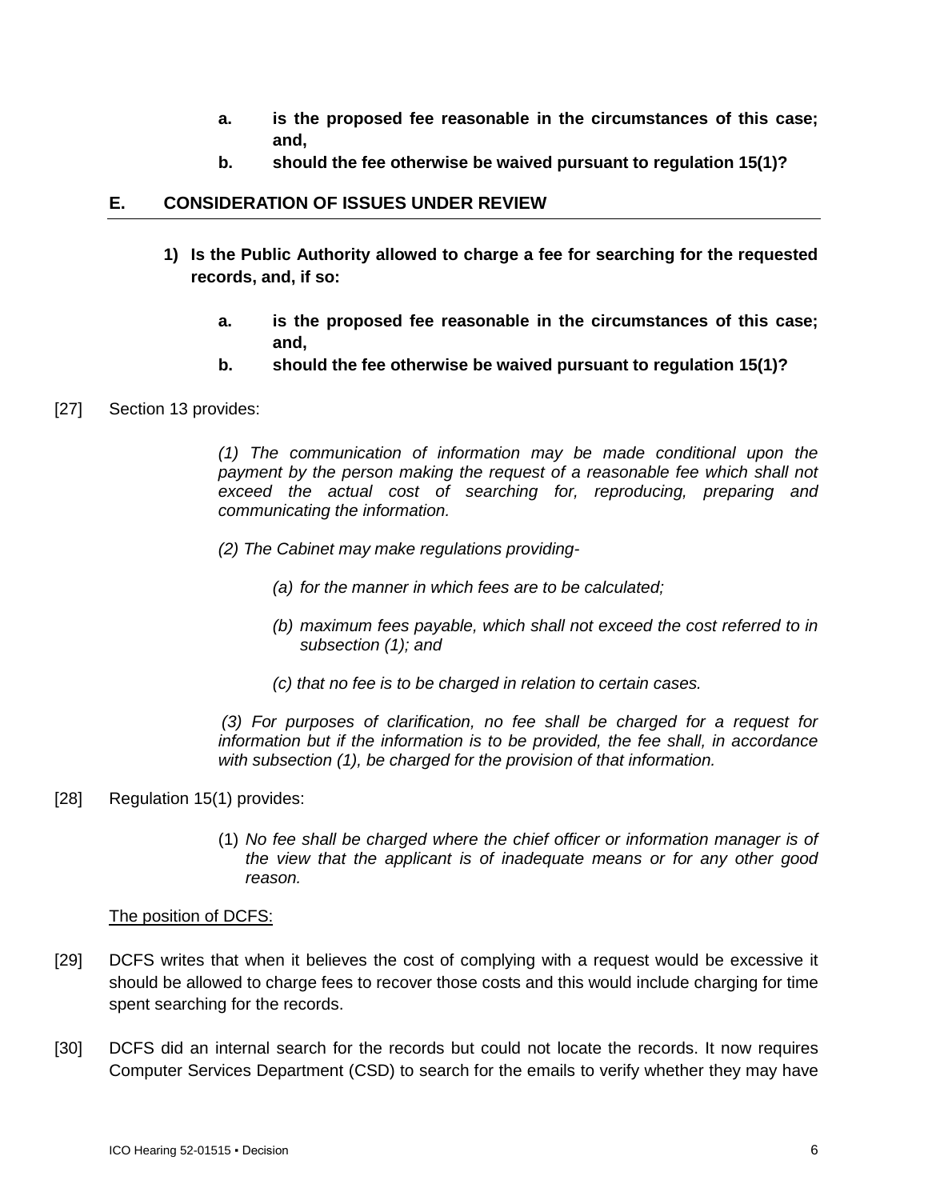- **a. is the proposed fee reasonable in the circumstances of this case; and,**
- **b. should the fee otherwise be waived pursuant to regulation 15(1)?**

## E. CONSIDERATION OF ISSUES UNDER REVIEW

**1) Is the Public Authority allowed to charge a fee for searching for the requested records, and, if so:**

- **a. is the proposed fee reasonable in the circumstances of this case; and,**
- **b. should the fee otherwise be waived pursuant to regulation 15(1)?**

[27] Section 13 provides:

> *(1) The communication of information may be made conditional upon the payment by the person making the request of a reasonable fee which shall not exceed the actual cost of searching for, reproducing, preparing and communicating the information.*
>
> *(2) The Cabinet may make regulations providing-*
>
> *(a) for the manner in which fees are to be calculated;*
>
> *(b) maximum fees payable, which shall not exceed the cost referred to in subsection (1); and*
>
> *(c) that no fee is to be charged in relation to certain cases.*
>
> *(3) For purposes of clarification, no fee shall be charged for a request for information but if the information is to be provided, the fee shall, in accordance with subsection (1), be charged for the provision of that information.*

[28] Regulation 15(1) provides:

> (1) *No fee shall be charged where the chief officer or information manager is of the view that the applicant is of inadequate means or for any other good reason.*

<u>The position of DCFS:</u>

[29] DCFS writes that when it believes the cost of complying with a request would be excessive it should be allowed to charge fees to recover those costs and this would include charging for time spent searching for the records.

[30] DCFS did an internal search for the records but could not locate the records. It now requires Computer Services Department (CSD) to search for the emails to verify whether they may have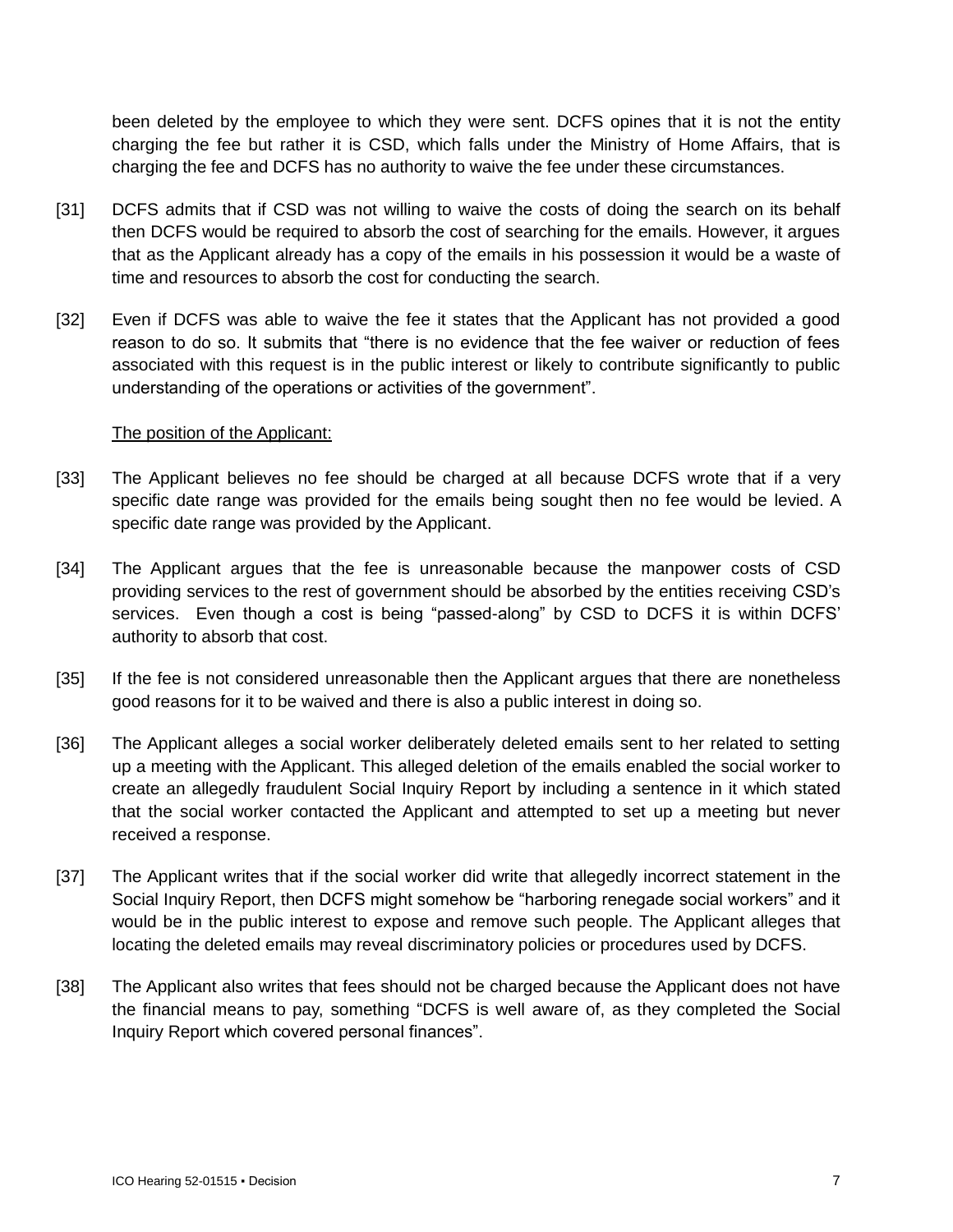been deleted by the employee to which they were sent. DCFS opines that it is not the entity charging the fee but rather it is CSD, which falls under the Ministry of Home Affairs, that is charging the fee and DCFS has no authority to waive the fee under these circumstances.

[31] DCFS admits that if CSD was not willing to waive the costs of doing the search on its behalf then DCFS would be required to absorb the cost of searching for the emails. However, it argues that as the Applicant already has a copy of the emails in his possession it would be a waste of time and resources to absorb the cost for conducting the search.

[32] Even if DCFS was able to waive the fee it states that the Applicant has not provided a good reason to do so. It submits that "there is no evidence that the fee waiver or reduction of fees associated with this request is in the public interest or likely to contribute significantly to public understanding of the operations or activities of the government".

The position of the Applicant:

[33] The Applicant believes no fee should be charged at all because DCFS wrote that if a very specific date range was provided for the emails being sought then no fee would be levied. A specific date range was provided by the Applicant.

[34] The Applicant argues that the fee is unreasonable because the manpower costs of CSD providing services to the rest of government should be absorbed by the entities receiving CSD's services. Even though a cost is being "passed-along" by CSD to DCFS it is within DCFS' authority to absorb that cost.

[35] If the fee is not considered unreasonable then the Applicant argues that there are nonetheless good reasons for it to be waived and there is also a public interest in doing so.

[36] The Applicant alleges a social worker deliberately deleted emails sent to her related to setting up a meeting with the Applicant. This alleged deletion of the emails enabled the social worker to create an allegedly fraudulent Social Inquiry Report by including a sentence in it which stated that the social worker contacted the Applicant and attempted to set up a meeting but never received a response.

[37] The Applicant writes that if the social worker did write that allegedly incorrect statement in the Social Inquiry Report, then DCFS might somehow be "harboring renegade social workers" and it would be in the public interest to expose and remove such people. The Applicant alleges that locating the deleted emails may reveal discriminatory policies or procedures used by DCFS.

[38] The Applicant also writes that fees should not be charged because the Applicant does not have the financial means to pay, something "DCFS is well aware of, as they completed the Social Inquiry Report which covered personal finances".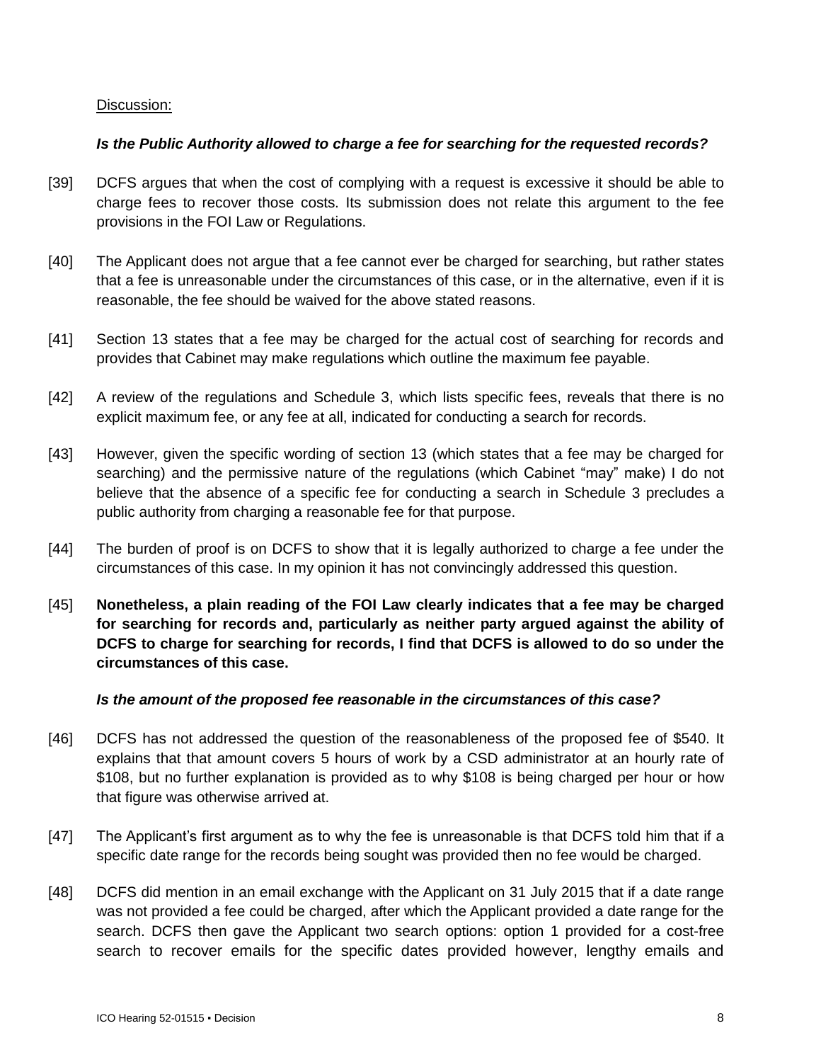Discussion:

***Is the Public Authority allowed to charge a fee for searching for the requested records?***

[39] DCFS argues that when the cost of complying with a request is excessive it should be able to charge fees to recover those costs. Its submission does not relate this argument to the fee provisions in the FOI Law or Regulations.

[40] The Applicant does not argue that a fee cannot ever be charged for searching, but rather states that a fee is unreasonable under the circumstances of this case, or in the alternative, even if it is reasonable, the fee should be waived for the above stated reasons.

[41] Section 13 states that a fee may be charged for the actual cost of searching for records and provides that Cabinet may make regulations which outline the maximum fee payable.

[42] A review of the regulations and Schedule 3, which lists specific fees, reveals that there is no explicit maximum fee, or any fee at all, indicated for conducting a search for records.

[43] However, given the specific wording of section 13 (which states that a fee may be charged for searching) and the permissive nature of the regulations (which Cabinet "may" make) I do not believe that the absence of a specific fee for conducting a search in Schedule 3 precludes a public authority from charging a reasonable fee for that purpose.

[44] The burden of proof is on DCFS to show that it is legally authorized to charge a fee under the circumstances of this case. In my opinion it has not convincingly addressed this question.

[45] **Nonetheless, a plain reading of the FOI Law clearly indicates that a fee may be charged for searching for records and, particularly as neither party argued against the ability of DCFS to charge for searching for records, I find that DCFS is allowed to do so under the circumstances of this case.**

***Is the amount of the proposed fee reasonable in the circumstances of this case?***

[46] DCFS has not addressed the question of the reasonableness of the proposed fee of $540. It explains that that amount covers 5 hours of work by a CSD administrator at an hourly rate of $108, but no further explanation is provided as to why $108 is being charged per hour or how that figure was otherwise arrived at.

[47] The Applicant's first argument as to why the fee is unreasonable is that DCFS told him that if a specific date range for the records being sought was provided then no fee would be charged.

[48] DCFS did mention in an email exchange with the Applicant on 31 July 2015 that if a date range was not provided a fee could be charged, after which the Applicant provided a date range for the search. DCFS then gave the Applicant two search options: option 1 provided for a cost-free search to recover emails for the specific dates provided however, lengthy emails and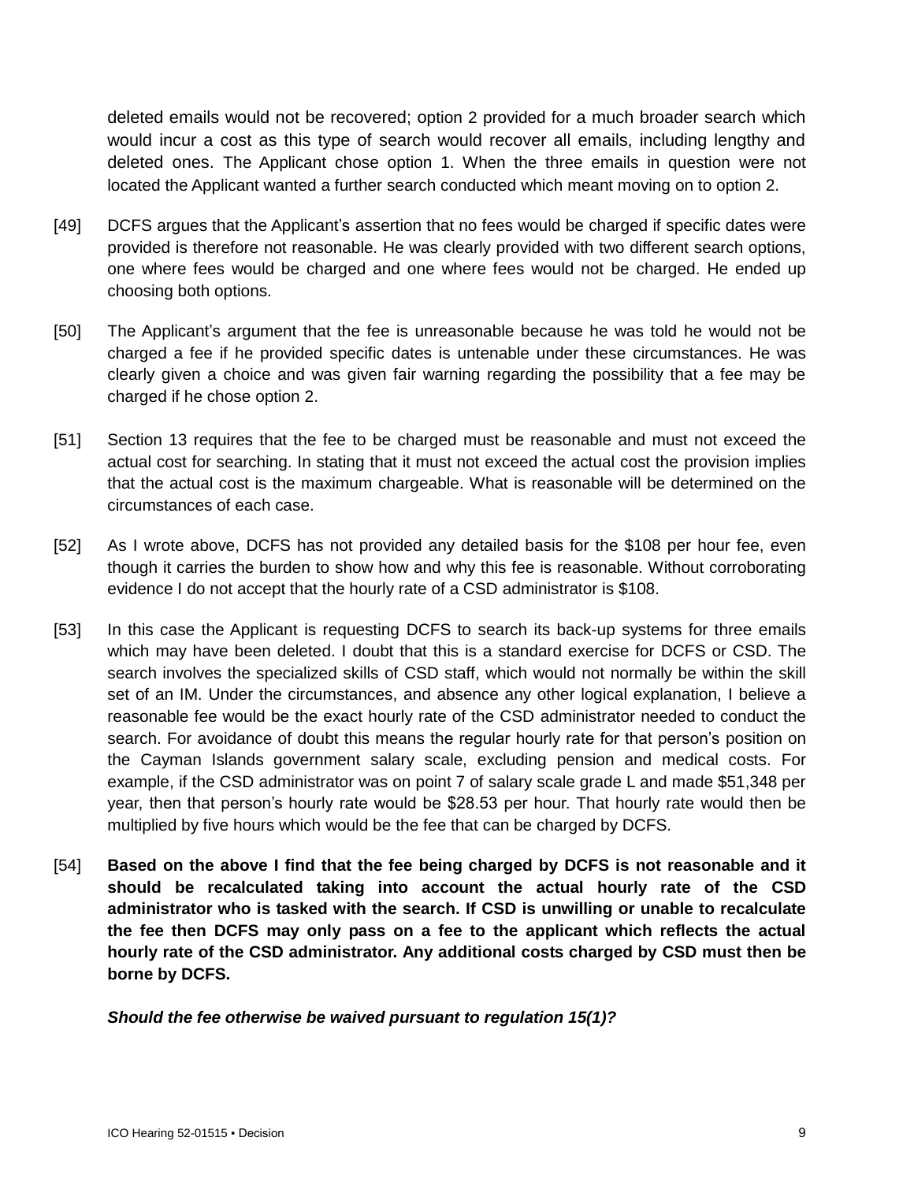deleted emails would not be recovered; option 2 provided for a much broader search which would incur a cost as this type of search would recover all emails, including lengthy and deleted ones. The Applicant chose option 1. When the three emails in question were not located the Applicant wanted a further search conducted which meant moving on to option 2.

[49] DCFS argues that the Applicant's assertion that no fees would be charged if specific dates were provided is therefore not reasonable. He was clearly provided with two different search options, one where fees would be charged and one where fees would not be charged. He ended up choosing both options.

[50] The Applicant's argument that the fee is unreasonable because he was told he would not be charged a fee if he provided specific dates is untenable under these circumstances. He was clearly given a choice and was given fair warning regarding the possibility that a fee may be charged if he chose option 2.

[51] Section 13 requires that the fee to be charged must be reasonable and must not exceed the actual cost for searching. In stating that it must not exceed the actual cost the provision implies that the actual cost is the maximum chargeable. What is reasonable will be determined on the circumstances of each case.

[52] As I wrote above, DCFS has not provided any detailed basis for the $108 per hour fee, even though it carries the burden to show how and why this fee is reasonable. Without corroborating evidence I do not accept that the hourly rate of a CSD administrator is $108.

[53] In this case the Applicant is requesting DCFS to search its back-up systems for three emails which may have been deleted. I doubt that this is a standard exercise for DCFS or CSD. The search involves the specialized skills of CSD staff, which would not normally be within the skill set of an IM. Under the circumstances, and absence any other logical explanation, I believe a reasonable fee would be the exact hourly rate of the CSD administrator needed to conduct the search. For avoidance of doubt this means the regular hourly rate for that person's position on the Cayman Islands government salary scale, excluding pension and medical costs. For example, if the CSD administrator was on point 7 of salary scale grade L and made $51,348 per year, then that person's hourly rate would be $28.53 per hour. That hourly rate would then be multiplied by five hours which would be the fee that can be charged by DCFS.

[54] **Based on the above I find that the fee being charged by DCFS is not reasonable and it should be recalculated taking into account the actual hourly rate of the CSD administrator who is tasked with the search. If CSD is unwilling or unable to recalculate the fee then DCFS may only pass on a fee to the applicant which reflects the actual hourly rate of the CSD administrator. Any additional costs charged by CSD must then be borne by DCFS.**

***Should the fee otherwise be waived pursuant to regulation 15(1)?***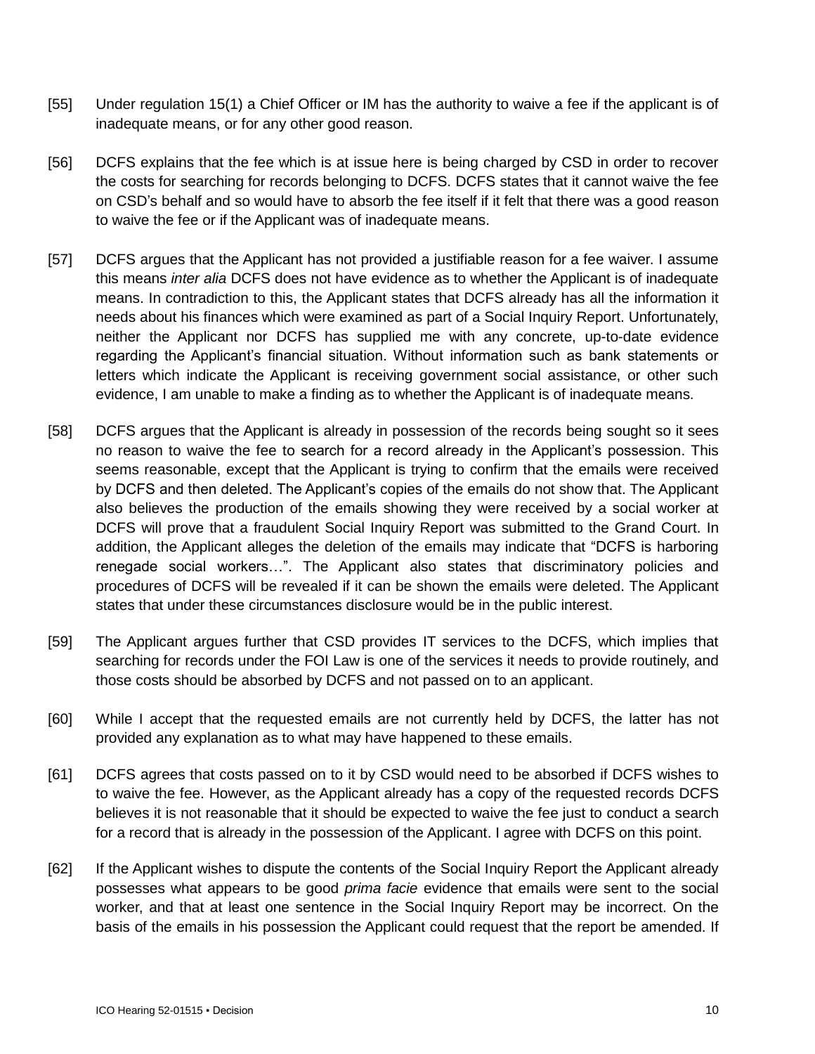[55] Under regulation 15(1) a Chief Officer or IM has the authority to waive a fee if the applicant is of inadequate means, or for any other good reason.

[56] DCFS explains that the fee which is at issue here is being charged by CSD in order to recover the costs for searching for records belonging to DCFS. DCFS states that it cannot waive the fee on CSD's behalf and so would have to absorb the fee itself if it felt that there was a good reason to waive the fee or if the Applicant was of inadequate means.

[57] DCFS argues that the Applicant has not provided a justifiable reason for a fee waiver. I assume this means *inter alia* DCFS does not have evidence as to whether the Applicant is of inadequate means. In contradiction to this, the Applicant states that DCFS already has all the information it needs about his finances which were examined as part of a Social Inquiry Report. Unfortunately, neither the Applicant nor DCFS has supplied me with any concrete, up-to-date evidence regarding the Applicant's financial situation. Without information such as bank statements or letters which indicate the Applicant is receiving government social assistance, or other such evidence, I am unable to make a finding as to whether the Applicant is of inadequate means.

[58] DCFS argues that the Applicant is already in possession of the records being sought so it sees no reason to waive the fee to search for a record already in the Applicant's possession. This seems reasonable, except that the Applicant is trying to confirm that the emails were received by DCFS and then deleted. The Applicant's copies of the emails do not show that. The Applicant also believes the production of the emails showing they were received by a social worker at DCFS will prove that a fraudulent Social Inquiry Report was submitted to the Grand Court. In addition, the Applicant alleges the deletion of the emails may indicate that "DCFS is harboring renegade social workers…". The Applicant also states that discriminatory policies and procedures of DCFS will be revealed if it can be shown the emails were deleted. The Applicant states that under these circumstances disclosure would be in the public interest.

[59] The Applicant argues further that CSD provides IT services to the DCFS, which implies that searching for records under the FOI Law is one of the services it needs to provide routinely, and those costs should be absorbed by DCFS and not passed on to an applicant.

[60] While I accept that the requested emails are not currently held by DCFS, the latter has not provided any explanation as to what may have happened to these emails.

[61] DCFS agrees that costs passed on to it by CSD would need to be absorbed if DCFS wishes to to waive the fee. However, as the Applicant already has a copy of the requested records DCFS believes it is not reasonable that it should be expected to waive the fee just to conduct a search for a record that is already in the possession of the Applicant. I agree with DCFS on this point.

[62] If the Applicant wishes to dispute the contents of the Social Inquiry Report the Applicant already possesses what appears to be good *prima facie* evidence that emails were sent to the social worker, and that at least one sentence in the Social Inquiry Report may be incorrect. On the basis of the emails in his possession the Applicant could request that the report be amended. If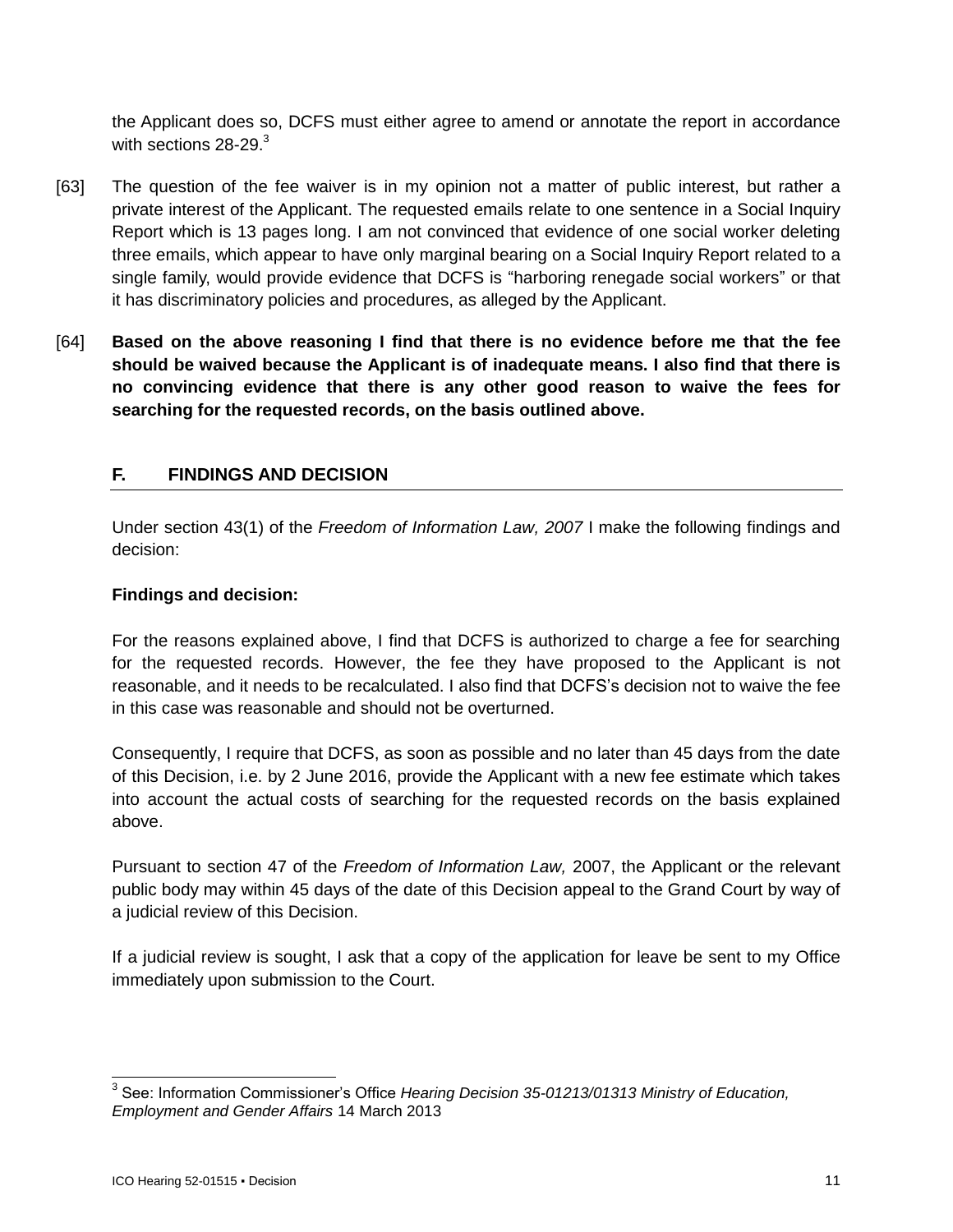the Applicant does so, DCFS must either agree to amend or annotate the report in accordance with sections 28-29.[3]

[63] The question of the fee waiver is in my opinion not a matter of public interest, but rather a private interest of the Applicant. The requested emails relate to one sentence in a Social Inquiry Report which is 13 pages long. I am not convinced that evidence of one social worker deleting three emails, which appear to have only marginal bearing on a Social Inquiry Report related to a single family, would provide evidence that DCFS is "harboring renegade social workers" or that it has discriminatory policies and procedures, as alleged by the Applicant.

[64] **Based on the above reasoning I find that there is no evidence before me that the fee should be waived because the Applicant is of inadequate means. I also find that there is no convincing evidence that there is any other good reason to waive the fees for searching for the requested records, on the basis outlined above.**

## F. FINDINGS AND DECISION

Under section 43(1) of the *Freedom of Information Law, 2007* I make the following findings and decision:

**Findings and decision:**

For the reasons explained above, I find that DCFS is authorized to charge a fee for searching for the requested records. However, the fee they have proposed to the Applicant is not reasonable, and it needs to be recalculated. I also find that DCFS's decision not to waive the fee in this case was reasonable and should not be overturned.

Consequently, I require that DCFS, as soon as possible and no later than 45 days from the date of this Decision, i.e. by 2 June 2016, provide the Applicant with a new fee estimate which takes into account the actual costs of searching for the requested records on the basis explained above.

Pursuant to section 47 of the *Freedom of Information Law,* 2007, the Applicant or the relevant public body may within 45 days of the date of this Decision appeal to the Grand Court by way of a judicial review of this Decision.

If a judicial review is sought, I ask that a copy of the application for leave be sent to my Office immediately upon submission to the Court.

---

[3] See: Information Commissioner's Office *Hearing Decision 35-01213/01313 Ministry of Education, Employment and Gender Affairs* 14 March 2013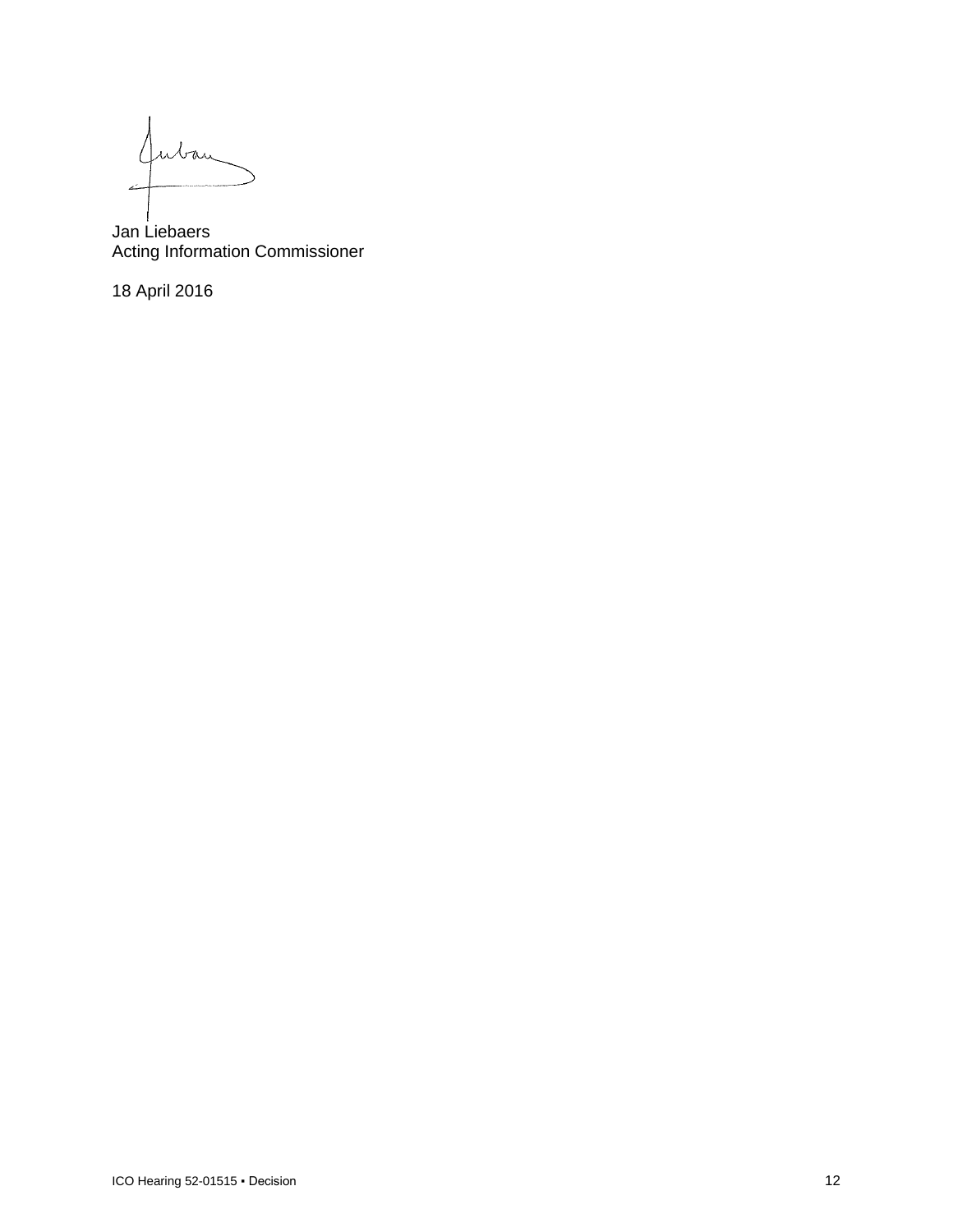Jan Liebaers
Acting Information Commissioner

18 April 2016